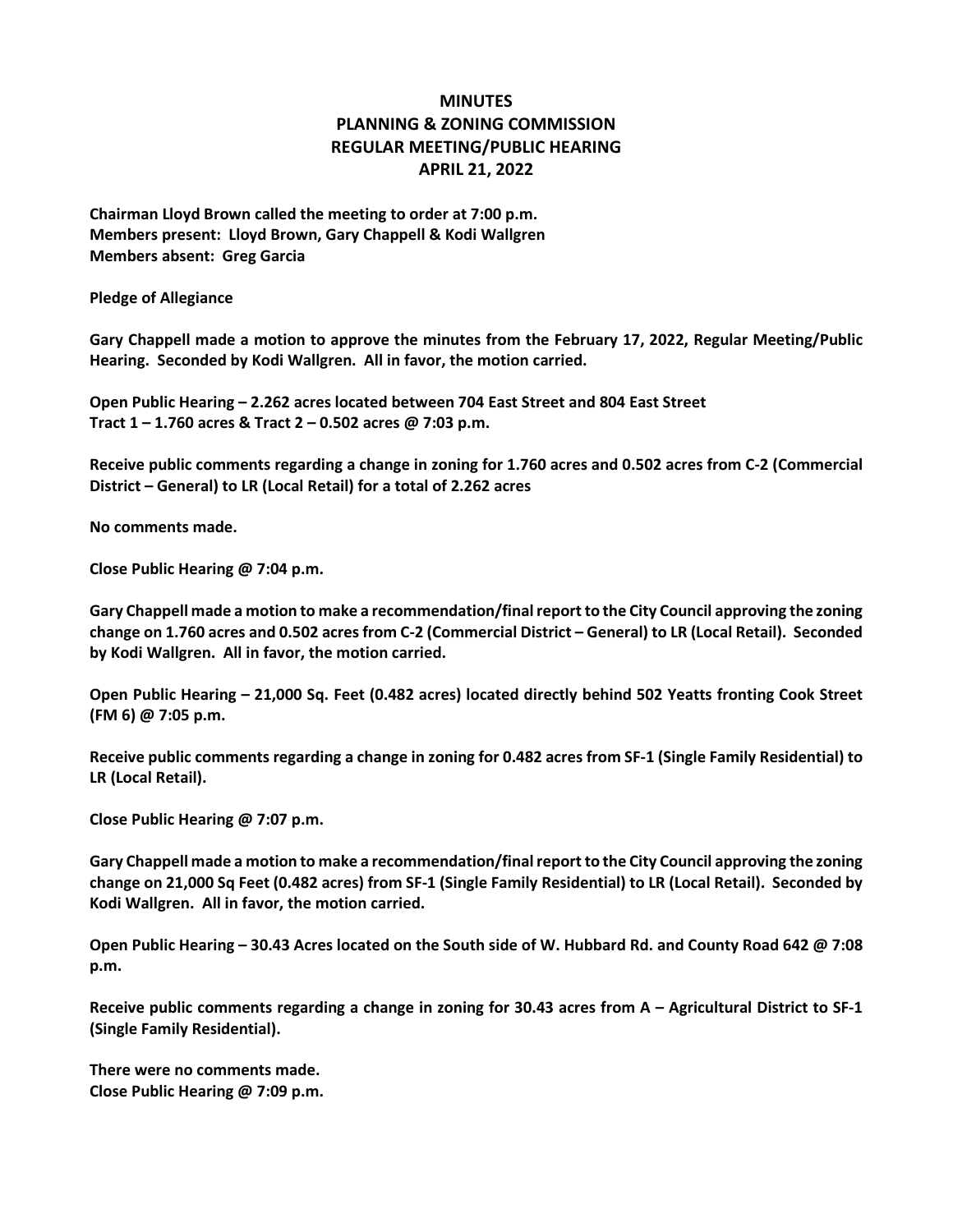# MINUTES
# PLANNING & ZONING COMMISSION
# REGULAR MEETING/PUBLIC HEARING
# APRIL 21, 2022

**Chairman Lloyd Brown called the meeting to order at 7:00 p.m.**
**Members present: Lloyd Brown, Gary Chappell & Kodi Wallgren**
**Members absent: Greg Garcia**

**Pledge of Allegiance**

**Gary Chappell made a motion to approve the minutes from the February 17, 2022, Regular Meeting/Public Hearing. Seconded by Kodi Wallgren. All in favor, the motion carried.**

**Open Public Hearing – 2.262 acres located between 704 East Street and 804 East Street**
**Tract 1 – 1.760 acres & Tract 2 – 0.502 acres @ 7:03 p.m.**

**Receive public comments regarding a change in zoning for 1.760 acres and 0.502 acres from C-2 (Commercial District – General) to LR (Local Retail) for a total of 2.262 acres**

**No comments made.**

**Close Public Hearing @ 7:04 p.m.**

**Gary Chappell made a motion to make a recommendation/final report to the City Council approving the zoning change on 1.760 acres and 0.502 acres from C-2 (Commercial District – General) to LR (Local Retail). Seconded by Kodi Wallgren. All in favor, the motion carried.**

**Open Public Hearing – 21,000 Sq. Feet (0.482 acres) located directly behind 502 Yeatts fronting Cook Street (FM 6) @ 7:05 p.m.**

**Receive public comments regarding a change in zoning for 0.482 acres from SF-1 (Single Family Residential) to LR (Local Retail).**

**Close Public Hearing @ 7:07 p.m.**

**Gary Chappell made a motion to make a recommendation/final report to the City Council approving the zoning change on 21,000 Sq Feet (0.482 acres) from SF-1 (Single Family Residential) to LR (Local Retail). Seconded by Kodi Wallgren. All in favor, the motion carried.**

**Open Public Hearing – 30.43 Acres located on the South side of W. Hubbard Rd. and County Road 642 @ 7:08 p.m.**

**Receive public comments regarding a change in zoning for 30.43 acres from A – Agricultural District to SF-1 (Single Family Residential).**

**There were no comments made.**
**Close Public Hearing @ 7:09 p.m.**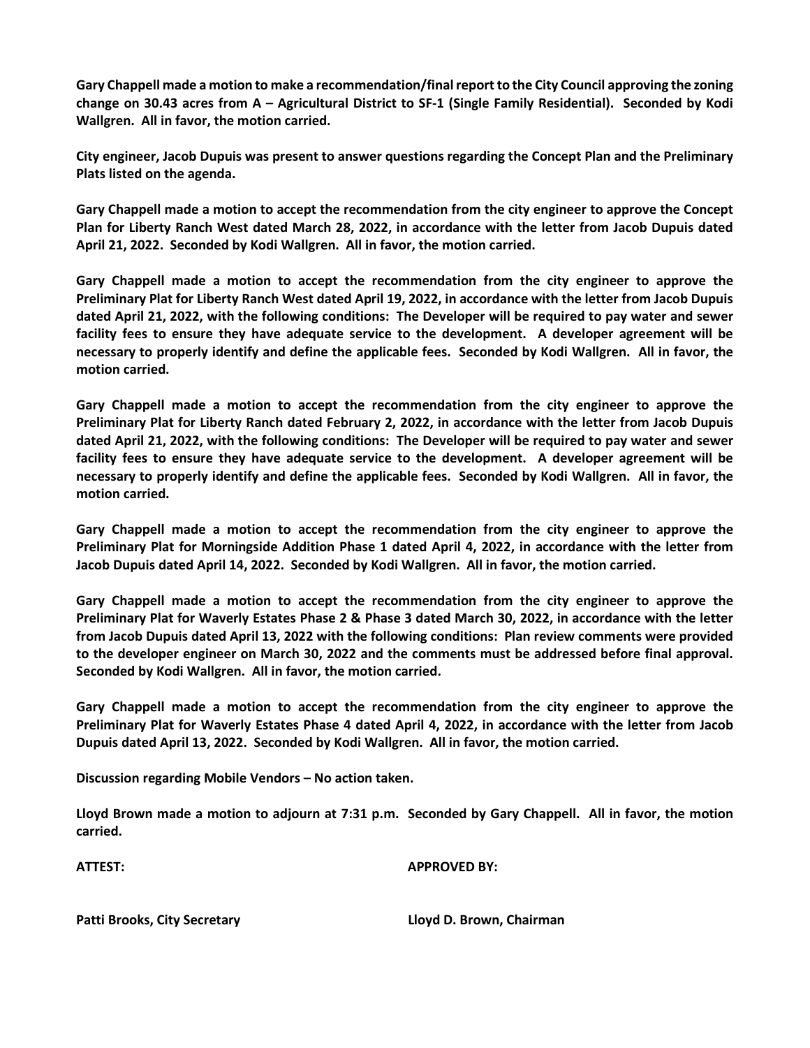**Gary Chappell made a motion to make a recommendation/final report to the City Council approving the zoning change on 30.43 acres from A – Agricultural District to SF-1 (Single Family Residential). Seconded by Kodi Wallgren. All in favor, the motion carried.**

**City engineer, Jacob Dupuis was present to answer questions regarding the Concept Plan and the Preliminary Plats listed on the agenda.**

**Gary Chappell made a motion to accept the recommendation from the city engineer to approve the Concept Plan for Liberty Ranch West dated March 28, 2022, in accordance with the letter from Jacob Dupuis dated April 21, 2022. Seconded by Kodi Wallgren. All in favor, the motion carried.**

**Gary Chappell made a motion to accept the recommendation from the city engineer to approve the Preliminary Plat for Liberty Ranch West dated April 19, 2022, in accordance with the letter from Jacob Dupuis dated April 21, 2022, with the following conditions: The Developer will be required to pay water and sewer facility fees to ensure they have adequate service to the development. A developer agreement will be necessary to properly identify and define the applicable fees. Seconded by Kodi Wallgren. All in favor, the motion carried.**

**Gary Chappell made a motion to accept the recommendation from the city engineer to approve the Preliminary Plat for Liberty Ranch dated February 2, 2022, in accordance with the letter from Jacob Dupuis dated April 21, 2022, with the following conditions: The Developer will be required to pay water and sewer facility fees to ensure they have adequate service to the development. A developer agreement will be necessary to properly identify and define the applicable fees. Seconded by Kodi Wallgren. All in favor, the motion carried.**

**Gary Chappell made a motion to accept the recommendation from the city engineer to approve the Preliminary Plat for Morningside Addition Phase 1 dated April 4, 2022, in accordance with the letter from Jacob Dupuis dated April 14, 2022. Seconded by Kodi Wallgren. All in favor, the motion carried.**

**Gary Chappell made a motion to accept the recommendation from the city engineer to approve the Preliminary Plat for Waverly Estates Phase 2 & Phase 3 dated March 30, 2022, in accordance with the letter from Jacob Dupuis dated April 13, 2022 with the following conditions: Plan review comments were provided to the developer engineer on March 30, 2022 and the comments must be addressed before final approval. Seconded by Kodi Wallgren. All in favor, the motion carried.**

**Gary Chappell made a motion to accept the recommendation from the city engineer to approve the Preliminary Plat for Waverly Estates Phase 4 dated April 4, 2022, in accordance with the letter from Jacob Dupuis dated April 13, 2022. Seconded by Kodi Wallgren. All in favor, the motion carried.**

**Discussion regarding Mobile Vendors – No action taken.**

**Lloyd Brown made a motion to adjourn at 7:31 p.m. Seconded by Gary Chappell. All in favor, the motion carried.**

**ATTEST:**

**Patti Brooks, City Secretary**

**APPROVED BY:**

**Lloyd D. Brown, Chairman**